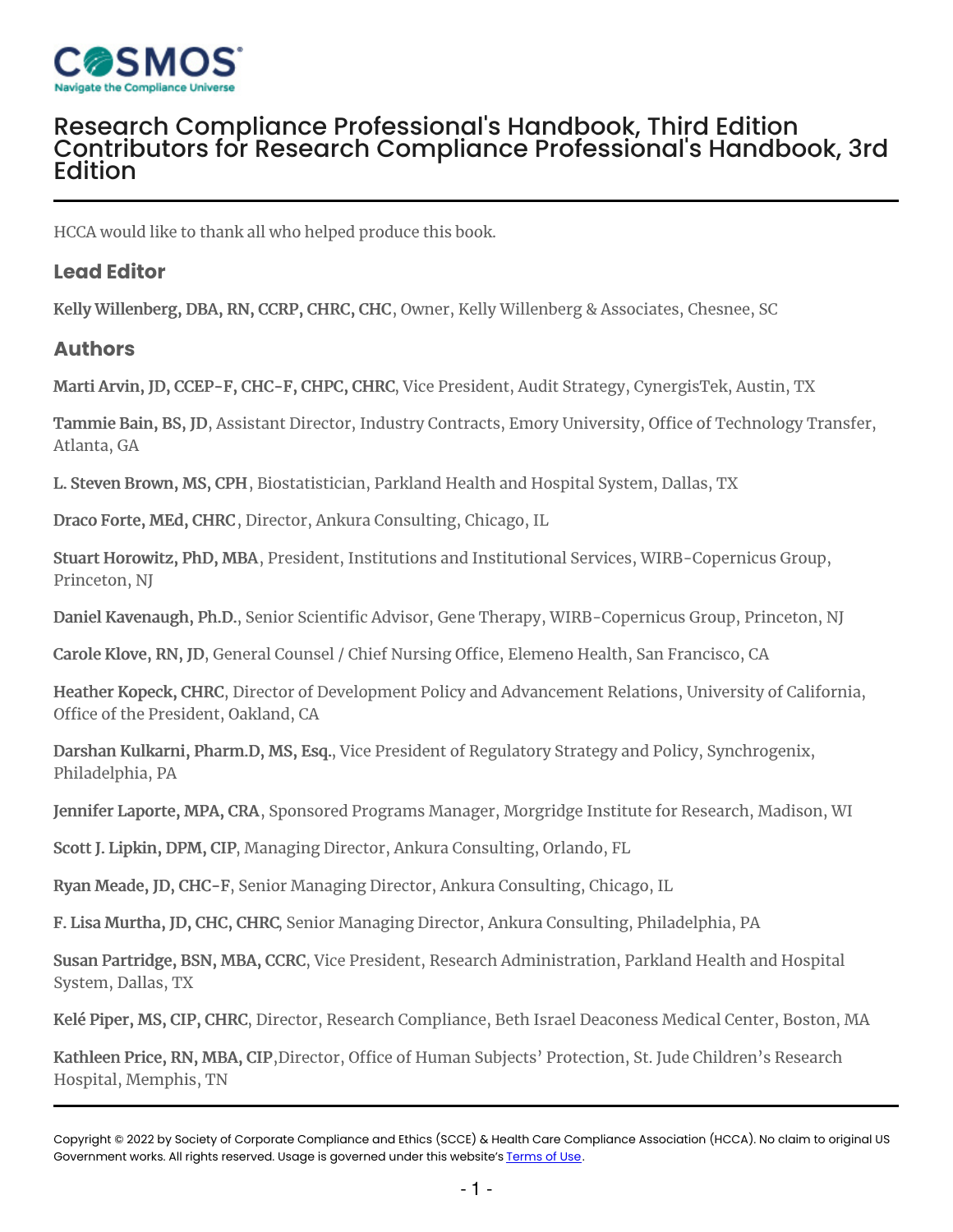# Research Compliance Professional's Handbook, Third Edition
## Contributors for Research Compliance Professional's Handbook, 3rd Edition

HCCA would like to thank all who helped produce this book.

### Lead Editor

**Kelly Willenberg, DBA, RN, CCRP, CHRC, CHC**, Owner, Kelly Willenberg & Associates, Chesnee, SC

### Authors

**Marti Arvin, JD, CCEP-F, CHC-F, CHPC, CHRC**, Vice President, Audit Strategy, CynergisTek, Austin, TX

**Tammie Bain, BS, JD**, Assistant Director, Industry Contracts, Emory University, Office of Technology Transfer, Atlanta, GA

**L. Steven Brown, MS, CPH**, Biostatistician, Parkland Health and Hospital System, Dallas, TX

**Draco Forte, MEd, CHRC**, Director, Ankura Consulting, Chicago, IL

**Stuart Horowitz, PhD, MBA**, President, Institutions and Institutional Services, WIRB-Copernicus Group, Princeton, NJ

**Daniel Kavenaugh, Ph.D.**, Senior Scientific Advisor, Gene Therapy, WIRB-Copernicus Group, Princeton, NJ

**Carole Klove, RN, JD**, General Counsel / Chief Nursing Office, Elemeno Health, San Francisco, CA

**Heather Kopeck, CHRC**, Director of Development Policy and Advancement Relations, University of California, Office of the President, Oakland, CA

**Darshan Kulkarni, Pharm.D, MS, Esq.**, Vice President of Regulatory Strategy and Policy, Synchrogenix, Philadelphia, PA

**Jennifer Laporte, MPA, CRA**, Sponsored Programs Manager, Morgridge Institute for Research, Madison, WI

**Scott J. Lipkin, DPM, CIP**, Managing Director, Ankura Consulting, Orlando, FL

**Ryan Meade, JD, CHC-F**, Senior Managing Director, Ankura Consulting, Chicago, IL

**F. Lisa Murtha, JD, CHC, CHRC**, Senior Managing Director, Ankura Consulting, Philadelphia, PA

**Susan Partridge, BSN, MBA, CCRC**, Vice President, Research Administration, Parkland Health and Hospital System, Dallas, TX

**Kelé Piper, MS, CIP, CHRC**, Director, Research Compliance, Beth Israel Deaconess Medical Center, Boston, MA

**Kathleen Price, RN, MBA, CIP**,Director, Office of Human Subjects' Protection, St. Jude Children's Research Hospital, Memphis, TN

Copyright © 2022 by Society of Corporate Compliance and Ethics (SCCE) & Health Care Compliance Association (HCCA). No claim to original US Government works. All rights reserved. Usage is governed under this website's Terms of Use.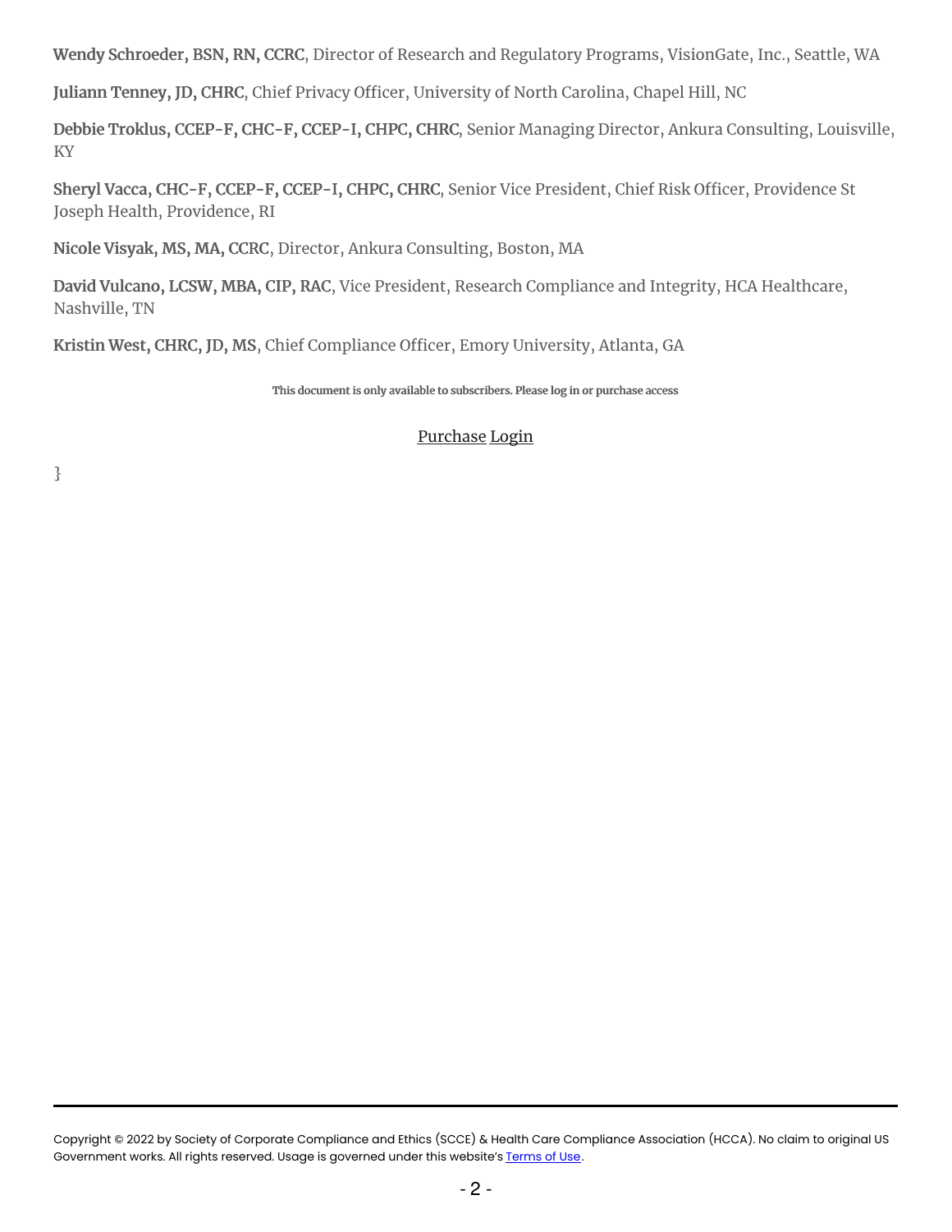**Wendy Schroeder, BSN, RN, CCRC**, Director of Research and Regulatory Programs, VisionGate, Inc., Seattle, WA

**Juliann Tenney, JD, CHRC**, Chief Privacy Officer, University of North Carolina, Chapel Hill, NC

**Debbie Troklus, CCEP-F, CHC-F, CCEP-I, CHPC, CHRC**, Senior Managing Director, Ankura Consulting, Louisville, KY

**Sheryl Vacca, CHC-F, CCEP-F, CCEP-I, CHPC, CHRC**, Senior Vice President, Chief Risk Officer, Providence St Joseph Health, Providence, RI

**Nicole Visyak, MS, MA, CCRC**, Director, Ankura Consulting, Boston, MA

**David Vulcano, LCSW, MBA, CIP, RAC**, Vice President, Research Compliance and Integrity, HCA Healthcare, Nashville, TN

**Kristin West, CHRC, JD, MS**, Chief Compliance Officer, Emory University, Atlanta, GA

**This document is only available to subscribers. Please log in or purchase access**

Purchase Login

}

Copyright © 2022 by Society of Corporate Compliance and Ethics (SCCE) & Health Care Compliance Association (HCCA). No claim to original US Government works. All rights reserved. Usage is governed under this website's Terms of Use.